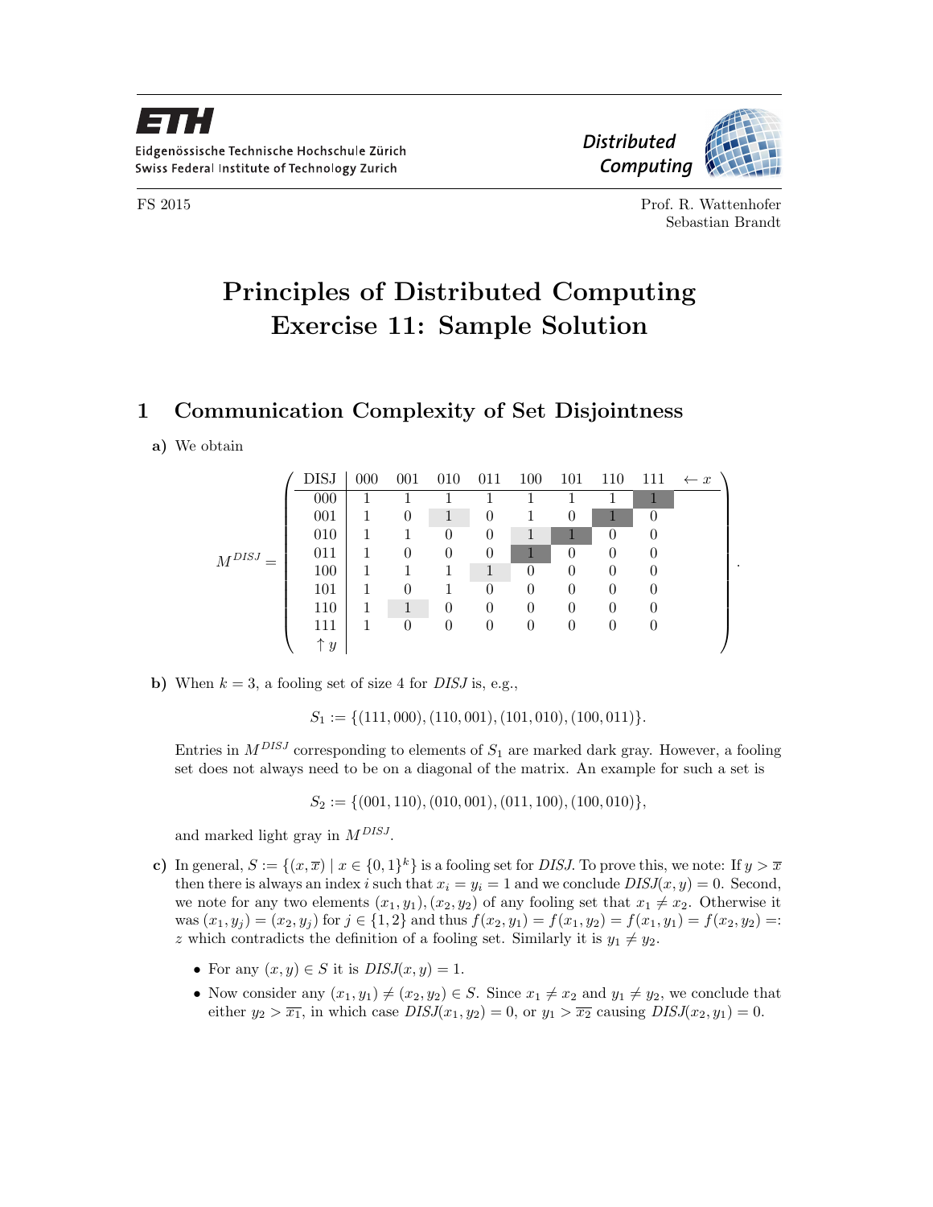FS 2015

Prof. R. Wattenhofer
Sebastian Brandt

# Principles of Distributed Computing
# Exercise 11: Sample Solution

## 1 Communication Complexity of Set Disjointness

**a)** We obtain

$$M^{DISJ} = \begin{pmatrix}
\text{DISJ} & 000 & 001 & 010 & 011 & 100 & 101 & 110 & 111 & \leftarrow x \\
000 & 1 & 1 & 1 & 1 & 1 & 1 & 1 & 1 & \\
001 & 1 & 0 & 1 & 0 & 1 & 0 & 1 & 0 & \\
010 & 1 & 1 & 0 & 0 & 1 & 1 & 0 & 0 & \\
011 & 1 & 0 & 0 & 0 & 1 & 0 & 0 & 0 & \\
100 & 1 & 1 & 1 & 1 & 0 & 0 & 0 & 0 & \\
101 & 1 & 0 & 1 & 0 & 0 & 0 & 0 & 0 & \\
110 & 1 & 1 & 0 & 0 & 0 & 0 & 0 & 0 & \\
111 & 1 & 0 & 0 & 0 & 0 & 0 & 0 & 0 & \\
\uparrow y & & & & & & & & &
\end{pmatrix}.$$

**b)** When $k = 3$, a fooling set of size 4 for *DISJ* is, e.g.,

$$S_1 := \{(111, 000), (110, 001), (101, 010), (100, 011)\}.$$

Entries in $M^{DISJ}$ corresponding to elements of $S_1$ are marked dark gray. However, a fooling set does not always need to be on a diagonal of the matrix. An example for such a set is

$$S_2 := \{(001, 110), (010, 001), (011, 100), (100, 010)\},$$

and marked light gray in $M^{DISJ}$.

**c)** In general, $S := \{(x, \overline{x}) \mid x \in \{0,1\}^k\}$ is a fooling set for *DISJ*. To prove this, we note: If $y > \overline{x}$ then there is always an index $i$ such that $x_i = y_i = 1$ and we conclude $DISJ(x, y) = 0$. Second, we note for any two elements $(x_1, y_1), (x_2, y_2)$ of any fooling set that $x_1 \neq x_2$. Otherwise it was $(x_1, y_j) = (x_2, y_j)$ for $j \in \{1, 2\}$ and thus $f(x_2, y_1) = f(x_1, y_2) = f(x_1, y_1) = f(x_2, y_2) =: z$ which contradicts the definition of a fooling set. Similarly it is $y_1 \neq y_2$.

- For any $(x, y) \in S$ it is $DISJ(x, y) = 1$.
- Now consider any $(x_1, y_1) \neq (x_2, y_2) \in S$. Since $x_1 \neq x_2$ and $y_1 \neq y_2$, we conclude that either $y_2 > \overline{x_1}$, in which case $DISJ(x_1, y_2) = 0$, or $y_1 > \overline{x_2}$ causing $DISJ(x_2, y_1) = 0$.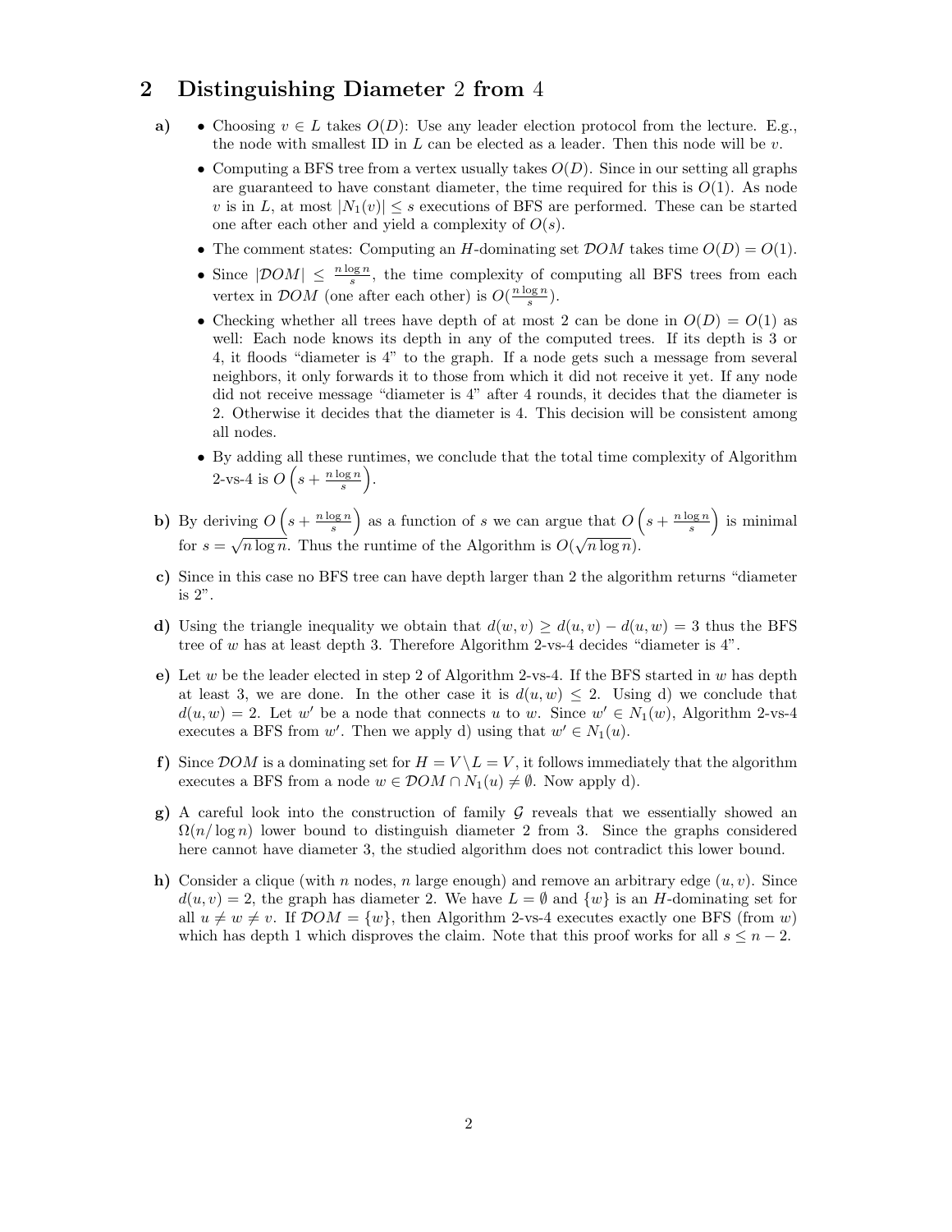## 2 Distinguishing Diameter 2 from 4

**a)**

- Choosing $v \in L$ takes $O(D)$: Use any leader election protocol from the lecture. E.g., the node with smallest ID in $L$ can be elected as a leader. Then this node will be $v$.
- Computing a BFS tree from a vertex usually takes $O(D)$. Since in our setting all graphs are guaranteed to have constant diameter, the time required for this is $O(1)$. As node $v$ is in $L$, at most $|N_1(v)| \leq s$ executions of BFS are performed. These can be started one after each other and yield a complexity of $O(s)$.
- The comment states: Computing an $H$-dominating set $\mathcal{DOM}$ takes time $O(D) = O(1)$.
- Since $|\mathcal{DOM}| \leq \frac{n \log n}{s}$, the time complexity of computing all BFS trees from each vertex in $\mathcal{DOM}$ (one after each other) is $O(\frac{n \log n}{s})$.
- Checking whether all trees have depth of at most 2 can be done in $O(D) = O(1)$ as well: Each node knows its depth in any of the computed trees. If its depth is 3 or 4, it floods "diameter is 4" to the graph. If a node gets such a message from several neighbors, it only forwards it to those from which it did not receive it yet. If any node did not receive message "diameter is 4" after 4 rounds, it decides that the diameter is 2. Otherwise it decides that the diameter is 4. This decision will be consistent among all nodes.
- By adding all these runtimes, we conclude that the total time complexity of Algorithm 2-vs-4 is $O\left(s + \frac{n \log n}{s}\right)$.

**b)** By deriving $O\left(s + \frac{n \log n}{s}\right)$ as a function of $s$ we can argue that $O\left(s + \frac{n \log n}{s}\right)$ is minimal for $s = \sqrt{n \log n}$. Thus the runtime of the Algorithm is $O(\sqrt{n \log n})$.

**c)** Since in this case no BFS tree can have depth larger than 2 the algorithm returns "diameter is 2".

**d)** Using the triangle inequality we obtain that $d(w, v) \geq d(u, v) - d(u, w) = 3$ thus the BFS tree of $w$ has at least depth 3. Therefore Algorithm 2-vs-4 decides "diameter is 4".

**e)** Let $w$ be the leader elected in step 2 of Algorithm 2-vs-4. If the BFS started in $w$ has depth at least 3, we are done. In the other case it is $d(u, w) \leq 2$. Using d) we conclude that $d(u, w) = 2$. Let $w'$ be a node that connects $u$ to $w$. Since $w' \in N_1(w)$, Algorithm 2-vs-4 executes a BFS from $w'$. Then we apply d) using that $w' \in N_1(u)$.

**f)** Since $\mathcal{DOM}$ is a dominating set for $H = V \setminus L = V$, it follows immediately that the algorithm executes a BFS from a node $w \in \mathcal{DOM} \cap N_1(u) \neq \emptyset$. Now apply d).

**g)** A careful look into the construction of family $\mathcal{G}$ reveals that we essentially showed an $\Omega(n/\log n)$ lower bound to distinguish diameter 2 from 3. Since the graphs considered here cannot have diameter 3, the studied algorithm does not contradict this lower bound.

**h)** Consider a clique (with $n$ nodes, $n$ large enough) and remove an arbitrary edge $(u, v)$. Since $d(u, v) = 2$, the graph has diameter 2. We have $L = \emptyset$ and $\{w\}$ is an $H$-dominating set for all $u \neq w \neq v$. If $\mathcal{DOM} = \{w\}$, then Algorithm 2-vs-4 executes exactly one BFS (from $w$) which has depth 1 which disproves the claim. Note that this proof works for all $s \leq n - 2$.